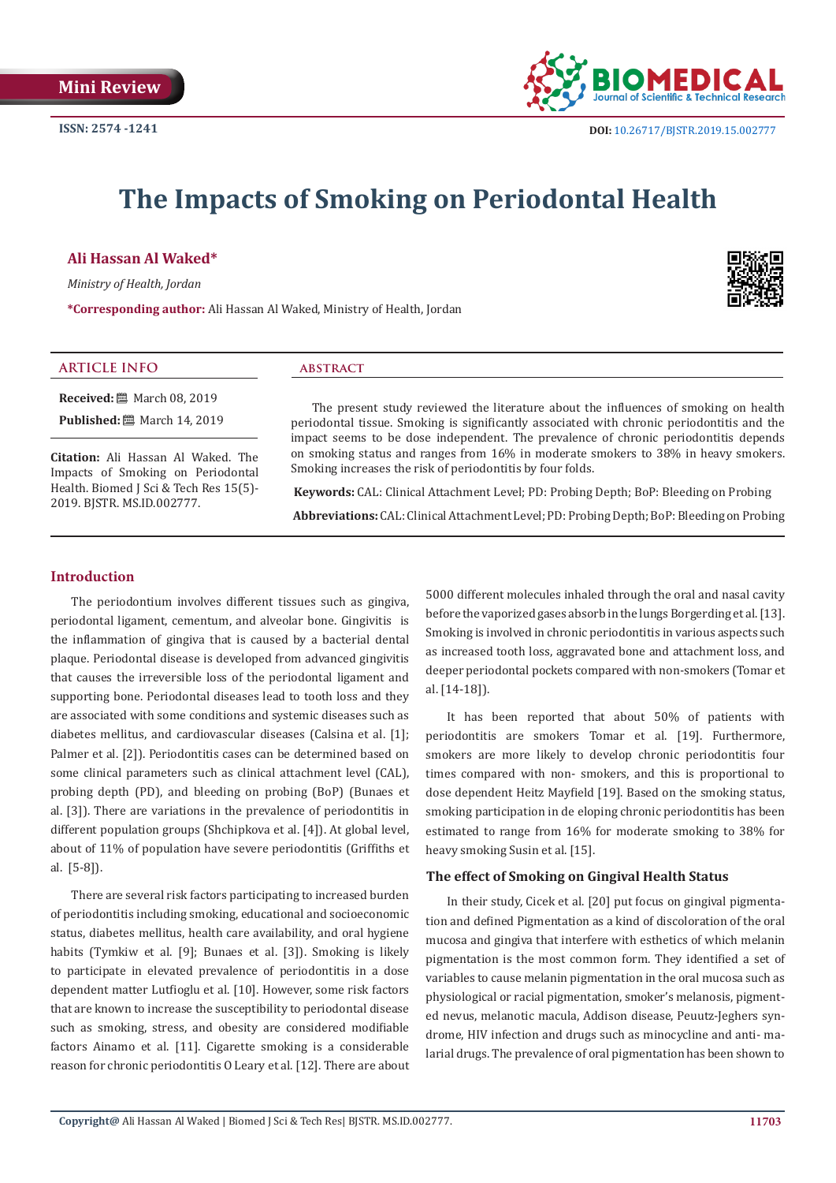Mini Review

ISSN: 2574 -1241

DOI: 10.26717/BJSTR.2019.15.002777

# The Impacts of Smoking on Periodontal Health

**Ali Hassan Al Waked***

*Ministry of Health, Jordan*

***Corresponding author:** Ali Hassan Al Waked, Ministry of Health, Jordan

## ARTICLE INFO

**Received:** March 08, 2019

**Published:** March 14, 2019

**Citation:** Ali Hassan Al Waked. The Impacts of Smoking on Periodontal Health. Biomed J Sci & Tech Res 15(5)-2019. BJSTR. MS.ID.002777.

## ABSTRACT

The present study reviewed the literature about the influences of smoking on health periodontal tissue. Smoking is significantly associated with chronic periodontitis and the impact seems to be dose independent. The prevalence of chronic periodontitis depends on smoking status and ranges from 16% in moderate smokers to 38% in heavy smokers. Smoking increases the risk of periodontitis by four folds.

**Keywords:** CAL: Clinical Attachment Level; PD: Probing Depth; BoP: Bleeding on Probing

**Abbreviations:** CAL: Clinical Attachment Level; PD: Probing Depth; BoP: Bleeding on Probing

## Introduction

The periodontium involves different tissues such as gingiva, periodontal ligament, cementum, and alveolar bone. Gingivitis is the inflammation of gingiva that is caused by a bacterial dental plaque. Periodontal disease is developed from advanced gingivitis that causes the irreversible loss of the periodontal ligament and supporting bone. Periodontal diseases lead to tooth loss and they are associated with some conditions and systemic diseases such as diabetes mellitus, and cardiovascular diseases (Calsina et al. [1]; Palmer et al. [2]). Periodontitis cases can be determined based on some clinical parameters such as clinical attachment level (CAL), probing depth (PD), and bleeding on probing (BoP) (Bunaes et al. [3]). There are variations in the prevalence of periodontitis in different population groups (Shchipkova et al. [4]). At global level, about of 11% of population have severe periodontitis (Griffiths et al. [5-8]).

There are several risk factors participating to increased burden of periodontitis including smoking, educational and socioeconomic status, diabetes mellitus, health care availability, and oral hygiene habits (Tymkiw et al. [9]; Bunaes et al. [3]). Smoking is likely to participate in elevated prevalence of periodontitis in a dose dependent matter Lutfioglu et al. [10]. However, some risk factors that are known to increase the susceptibility to periodontal disease such as smoking, stress, and obesity are considered modifiable factors Ainamo et al. [11]. Cigarette smoking is a considerable reason for chronic periodontitis O Leary et al. [12]. There are about 5000 different molecules inhaled through the oral and nasal cavity before the vaporized gases absorb in the lungs Borgerding et al. [13]. Smoking is involved in chronic periodontitis in various aspects such as increased tooth loss, aggravated bone and attachment loss, and deeper periodontal pockets compared with non-smokers (Tomar et al. [14-18]).

It has been reported that about 50% of patients with periodontitis are smokers Tomar et al. [19]. Furthermore, smokers are more likely to develop chronic periodontitis four times compared with non- smokers, and this is proportional to dose dependent Heitz Mayfield [19]. Based on the smoking status, smoking participation in de eloping chronic periodontitis has been estimated to range from 16% for moderate smoking to 38% for heavy smoking Susin et al. [15].

### The effect of Smoking on Gingival Health Status

In their study, Cicek et al. [20] put focus on gingival pigmentation and defined Pigmentation as a kind of discoloration of the oral mucosa and gingiva that interfere with esthetics of which melanin pigmentation is the most common form. They identified a set of variables to cause melanin pigmentation in the oral mucosa such as physiological or racial pigmentation, smoker's melanosis, pigmented nevus, melanotic macula, Addison disease, Peuutz-Jeghers syndrome, HIV infection and drugs such as minocycline and anti- malarial drugs. The prevalence of oral pigmentation has been shown to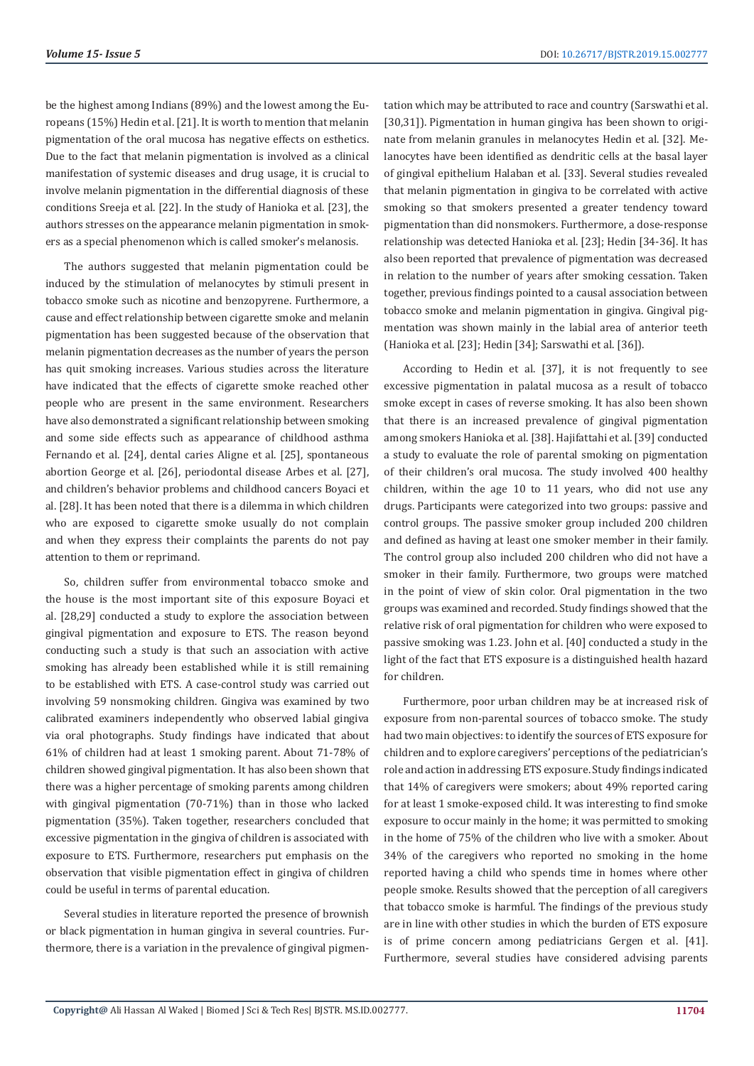be the highest among Indians (89%) and the lowest among the Europeans (15%) Hedin et al. [21]. It is worth to mention that melanin pigmentation of the oral mucosa has negative effects on esthetics. Due to the fact that melanin pigmentation is involved as a clinical manifestation of systemic diseases and drug usage, it is crucial to involve melanin pigmentation in the differential diagnosis of these conditions Sreeja et al. [22]. In the study of Hanioka et al. [23], the authors stresses on the appearance melanin pigmentation in smokers as a special phenomenon which is called smoker's melanosis.

The authors suggested that melanin pigmentation could be induced by the stimulation of melanocytes by stimuli present in tobacco smoke such as nicotine and benzopyrene. Furthermore, a cause and effect relationship between cigarette smoke and melanin pigmentation has been suggested because of the observation that melanin pigmentation decreases as the number of years the person has quit smoking increases. Various studies across the literature have indicated that the effects of cigarette smoke reached other people who are present in the same environment. Researchers have also demonstrated a significant relationship between smoking and some side effects such as appearance of childhood asthma Fernando et al. [24], dental caries Aligne et al. [25], spontaneous abortion George et al. [26], periodontal disease Arbes et al. [27], and children's behavior problems and childhood cancers Boyaci et al. [28]. It has been noted that there is a dilemma in which children who are exposed to cigarette smoke usually do not complain and when they express their complaints the parents do not pay attention to them or reprimand.

So, children suffer from environmental tobacco smoke and the house is the most important site of this exposure Boyaci et al. [28,29] conducted a study to explore the association between gingival pigmentation and exposure to ETS. The reason beyond conducting such a study is that such an association with active smoking has already been established while it is still remaining to be established with ETS. A case-control study was carried out involving 59 nonsmoking children. Gingiva was examined by two calibrated examiners independently who observed labial gingiva via oral photographs. Study findings have indicated that about 61% of children had at least 1 smoking parent. About 71-78% of children showed gingival pigmentation. It has also been shown that there was a higher percentage of smoking parents among children with gingival pigmentation (70-71%) than in those who lacked pigmentation (35%). Taken together, researchers concluded that excessive pigmentation in the gingiva of children is associated with exposure to ETS. Furthermore, researchers put emphasis on the observation that visible pigmentation effect in gingiva of children could be useful in terms of parental education.

Several studies in literature reported the presence of brownish or black pigmentation in human gingiva in several countries. Furthermore, there is a variation in the prevalence of gingival pigmentation which may be attributed to race and country (Sarswathi et al. [30,31]). Pigmentation in human gingiva has been shown to originate from melanin granules in melanocytes Hedin et al. [32]. Melanocytes have been identified as dendritic cells at the basal layer of gingival epithelium Halaban et al. [33]. Several studies revealed that melanin pigmentation in gingiva to be correlated with active smoking so that smokers presented a greater tendency toward pigmentation than did nonsmokers. Furthermore, a dose-response relationship was detected Hanioka et al. [23]; Hedin [34-36]. It has also been reported that prevalence of pigmentation was decreased in relation to the number of years after smoking cessation. Taken together, previous findings pointed to a causal association between tobacco smoke and melanin pigmentation in gingiva. Gingival pigmentation was shown mainly in the labial area of anterior teeth (Hanioka et al. [23]; Hedin [34]; Sarswathi et al. [36]).

According to Hedin et al. [37], it is not frequently to see excessive pigmentation in palatal mucosa as a result of tobacco smoke except in cases of reverse smoking. It has also been shown that there is an increased prevalence of gingival pigmentation among smokers Hanioka et al. [38]. Hajifattahi et al. [39] conducted a study to evaluate the role of parental smoking on pigmentation of their children's oral mucosa. The study involved 400 healthy children, within the age 10 to 11 years, who did not use any drugs. Participants were categorized into two groups: passive and control groups. The passive smoker group included 200 children and defined as having at least one smoker member in their family. The control group also included 200 children who did not have a smoker in their family. Furthermore, two groups were matched in the point of view of skin color. Oral pigmentation in the two groups was examined and recorded. Study findings showed that the relative risk of oral pigmentation for children who were exposed to passive smoking was 1.23. John et al. [40] conducted a study in the light of the fact that ETS exposure is a distinguished health hazard for children.

Furthermore, poor urban children may be at increased risk of exposure from non-parental sources of tobacco smoke. The study had two main objectives: to identify the sources of ETS exposure for children and to explore caregivers' perceptions of the pediatrician's role and action in addressing ETS exposure. Study findings indicated that 14% of caregivers were smokers; about 49% reported caring for at least 1 smoke-exposed child. It was interesting to find smoke exposure to occur mainly in the home; it was permitted to smoking in the home of 75% of the children who live with a smoker. About 34% of the caregivers who reported no smoking in the home reported having a child who spends time in homes where other people smoke. Results showed that the perception of all caregivers that tobacco smoke is harmful. The findings of the previous study are in line with other studies in which the burden of ETS exposure is of prime concern among pediatricians Gergen et al. [41]. Furthermore, several studies have considered advising parents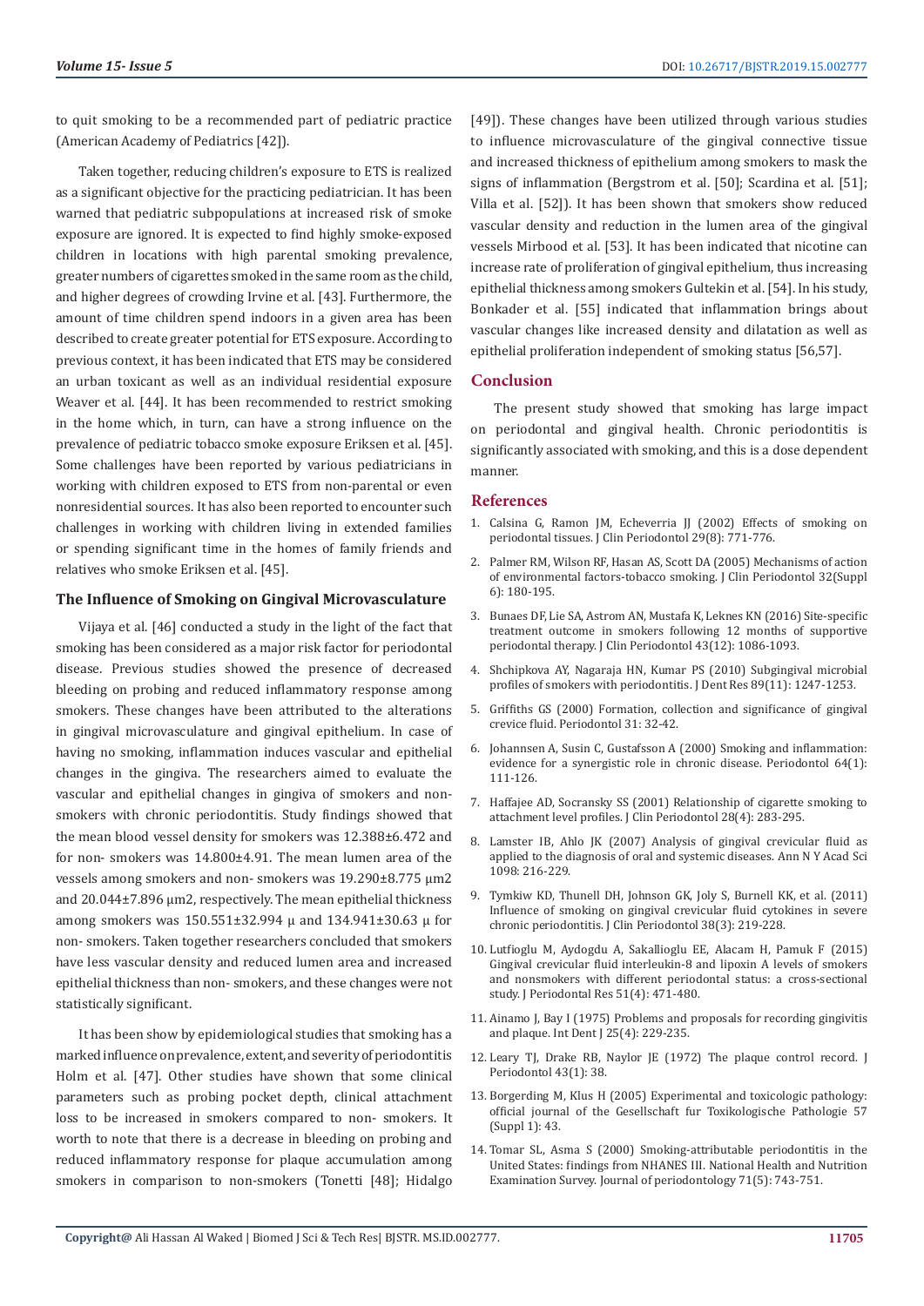to quit smoking to be a recommended part of pediatric practice (American Academy of Pediatrics [42]).

Taken together, reducing children's exposure to ETS is realized as a significant objective for the practicing pediatrician. It has been warned that pediatric subpopulations at increased risk of smoke exposure are ignored. It is expected to find highly smoke-exposed children in locations with high parental smoking prevalence, greater numbers of cigarettes smoked in the same room as the child, and higher degrees of crowding Irvine et al. [43]. Furthermore, the amount of time children spend indoors in a given area has been described to create greater potential for ETS exposure. According to previous context, it has been indicated that ETS may be considered an urban toxicant as well as an individual residential exposure Weaver et al. [44]. It has been recommended to restrict smoking in the home which, in turn, can have a strong influence on the prevalence of pediatric tobacco smoke exposure Eriksen et al. [45]. Some challenges have been reported by various pediatricians in working with children exposed to ETS from non-parental or even nonresidential sources. It has also been reported to encounter such challenges in working with children living in extended families or spending significant time in the homes of family friends and relatives who smoke Eriksen et al. [45].

### The Influence of Smoking on Gingival Microvasculature

Vijaya et al. [46] conducted a study in the light of the fact that smoking has been considered as a major risk factor for periodontal disease. Previous studies showed the presence of decreased bleeding on probing and reduced inflammatory response among smokers. These changes have been attributed to the alterations in gingival microvasculature and gingival epithelium. In case of having no smoking, inflammation induces vascular and epithelial changes in the gingiva. The researchers aimed to evaluate the vascular and epithelial changes in gingiva of smokers and non-smokers with chronic periodontitis. Study findings showed that the mean blood vessel density for smokers was 12.388±6.472 and for non- smokers was 14.800±4.91. The mean lumen area of the vessels among smokers and non- smokers was 19.290±8.775 μm2 and 20.044±7.896 μm2, respectively. The mean epithelial thickness among smokers was 150.551±32.994 μ and 134.941±30.63 μ for non- smokers. Taken together researchers concluded that smokers have less vascular density and reduced lumen area and increased epithelial thickness than non- smokers, and these changes were not statistically significant.

It has been show by epidemiological studies that smoking has a marked influence on prevalence, extent, and severity of periodontitis Holm et al. [47]. Other studies have shown that some clinical parameters such as probing pocket depth, clinical attachment loss to be increased in smokers compared to non- smokers. It worth to note that there is a decrease in bleeding on probing and reduced inflammatory response for plaque accumulation among smokers in comparison to non-smokers (Tonetti [48]; Hidalgo [49]). These changes have been utilized through various studies to influence microvasculature of the gingival connective tissue and increased thickness of epithelium among smokers to mask the signs of inflammation (Bergstrom et al. [50]; Scardina et al. [51]; Villa et al. [52]). It has been shown that smokers show reduced vascular density and reduction in the lumen area of the gingival vessels Mirbood et al. [53]. It has been indicated that nicotine can increase rate of proliferation of gingival epithelium, thus increasing epithelial thickness among smokers Gultekin et al. [54]. In his study, Bonkader et al. [55] indicated that inflammation brings about vascular changes like increased density and dilatation as well as epithelial proliferation independent of smoking status [56,57].

## Conclusion

The present study showed that smoking has large impact on periodontal and gingival health. Chronic periodontitis is significantly associated with smoking, and this is a dose dependent manner.

## References

1. Calsina G, Ramon JM, Echeverria JJ (2002) Effects of smoking on periodontal tissues. J Clin Periodontol 29(8): 771-776.
2. Palmer RM, Wilson RF, Hasan AS, Scott DA (2005) Mechanisms of action of environmental factors-tobacco smoking. J Clin Periodontol 32(Suppl 6): 180-195.
3. Bunaes DF, Lie SA, Astrom AN, Mustafa K, Leknes KN (2016) Site-specific treatment outcome in smokers following 12 months of supportive periodontal therapy. J Clin Periodontol 43(12): 1086-1093.
4. Shchipkova AY, Nagaraja HN, Kumar PS (2010) Subgingival microbial profiles of smokers with periodontitis. J Dent Res 89(11): 1247-1253.
5. Griffiths GS (2000) Formation, collection and significance of gingival crevice fluid. Periodontol 31: 32-42.
6. Johannsen A, Susin C, Gustafsson A (2000) Smoking and inflammation: evidence for a synergistic role in chronic disease. Periodontol 64(1): 111-126.
7. Haffajee AD, Socransky SS (2001) Relationship of cigarette smoking to attachment level profiles. J Clin Periodontol 28(4): 283-295.
8. Lamster IB, Ahlo JK (2007) Analysis of gingival crevicular fluid as applied to the diagnosis of oral and systemic diseases. Ann N Y Acad Sci 1098: 216-229.
9. Tymkiw KD, Thunell DH, Johnson GK, Joly S, Burnell KK, et al. (2011) Influence of smoking on gingival crevicular fluid cytokines in severe chronic periodontitis. J Clin Periodontol 38(3): 219-228.
10. Lutfioglu M, Aydogdu A, Sakallioglu EE, Alacam H, Pamuk F (2015) Gingival crevicular fluid interleukin-8 and lipoxin A levels of smokers and nonsmokers with different periodontal status: a cross-sectional study. J Periodontal Res 51(4): 471-480.
11. Ainamo J, Bay I (1975) Problems and proposals for recording gingivitis and plaque. Int Dent J 25(4): 229-235.
12. Leary TJ, Drake RB, Naylor JE (1972) The plaque control record. J Periodontol 43(1): 38.
13. Borgerding M, Klus H (2005) Experimental and toxicologic pathology: official journal of the Gesellschaft fur Toxikologische Pathologie 57 (Suppl 1): 43.
14. Tomar SL, Asma S (2000) Smoking-attributable periodontitis in the United States: findings from NHANES III. National Health and Nutrition Examination Survey. Journal of periodontology 71(5): 743-751.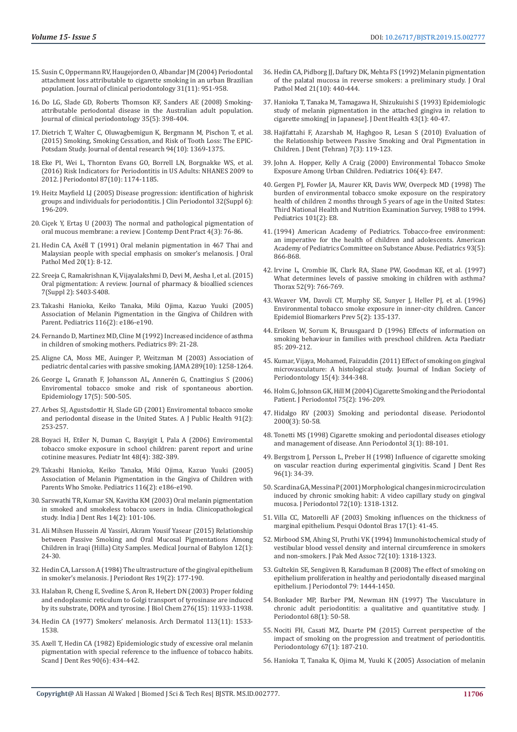15. Susin C, Oppermann RV, Haugejorden O, Albandar JM (2004) Periodontal attachment loss attributable to cigarette smoking in an urban Brazilian population. Journal of clinical periodontology 31(11): 951-958.
16. Do LG, Slade GD, Roberts Thomson KF, Sanders AE (2008) Smoking-attributable periodontal disease in the Australian adult population. Journal of clinical periodontology 35(5): 398-404.
17. Dietrich T, Walter C, Oluwagbemigun K, Bergmann M, Pischon T, et al. (2015) Smoking, Smoking Cessation, and Risk of Tooth Loss: The EPIC-Potsdam Study. Journal of dental research 94(10): 1369-1375.
18. Eke PI, Wei L, Thornton Evans GO, Borrell LN, Borgnakke WS, et al. (2016) Risk Indicators for Periodontitis in US Adults: NHANES 2009 to 2012. J Periodontol 87(10): 1174-1185.
19. Heitz Mayfield LJ (2005) Disease progression: identification of highrisk groups and individuals for periodontitis. J Clin Periodontol 32(Suppl 6): 196-209.
20. Ciçek Y, Ertaş U (2003) The normal and pathological pigmentation of oral mucous membrane: a review. J Contemp Dent Pract 4(3): 76-86.
21. Hedin CA, Axéll T (1991) Oral melanin pigmentation in 467 Thai and Malaysian people with special emphasis on smoker's melanosis. J Oral Pathol Med 20(1): 8-12.
22. Sreeja C, Ramakrishnan K, Vijayalakshmi D, Devi M, Aesha I, et al. (2015) Oral pigmentation: A review. Journal of pharmacy & bioallied sciences 7(Suppl 2): S403-S408.
23. Takashi Hanioka, Keiko Tanaka, Miki Ojima, Kazuo Yuuki (2005) Association of Melanin Pigmentation in the Gingiva of Children with Parent. Pediatrics 116(2): e186-e190.
24. Fernando D, Martinez MD, Cline M (1992) Increased incidence of asthma in children of smoking mothers. Pediatrics 89: 21-28.
25. Aligne CA, Moss ME, Auinger P, Weitzman M (2003) Association of pediatric dental caries with passive smoking. JAMA 289(10): 1258-1264.
26. George L, Granath F, Johansson AL, Annerén G, Cnattingius S (2006) Enviromental tobacco smoke and risk of spontaneous abortion. Epidemiology 17(5): 500-505.
27. Arbes SJ, Agustsdottir H, Slade GD (2001) Enviromental tobacco smoke and periodontal disease in the United States. A J Public Health 91(2): 253-257.
28. Boyaci H, Etiler N, Duman C, Basyigit I, Pala A (2006) Enviromental tobacco smoke exposure in school children: parent report and urine cotinine measures. Pediatr Int 48(4): 382-389.
29. Takashi Hanioka, Keiko Tanaka, Miki Ojima, Kazuo Yuuki (2005) Association of Melanin Pigmentation in the Gingiva of Children with Parents Who Smoke. Pediatrics 116(2): e186-e190.
30. Sarswathi TR, Kumar SN, Kavitha KM (2003) Oral melanin pigmentation in smoked and smokeless tobacco users in India. Clinicopathological study. India J Dent Res 14(2): 101-106.
31. Ali Mihsen Hussein Al Yassiri, Akram Yousif Yasear (2015) Relationship between Passive Smoking and Oral Mucosal Pigmentations Among Children in Iraqi (Hilla) City Samples. Medical Journal of Babylon 12(1): 24-30.
32. Hedin CA, Larsson A (1984) The ultrastructure of the gingival epithelium in smoker's melanosis. J Periodont Res 19(2): 177-190.
33. Halaban R, Cheng E, Svedine S, Aron R, Hebert DN (2003) Proper folding and endoplasmic reticulum to Golgi transport of tyrosinase are induced by its substrate, DOPA and tyrosine. J Biol Chem 276(15): 11933-11938.
34. Hedin CA (1977) Smokers' melanosis. Arch Dermatol 113(11): 1533-1538.
35. Axell T, Hedin CA (1982) Epidemiologic study of excessive oral melanin pigmentation with special reference to the influence of tobacco habits. Scand J Dent Res 90(6): 434-442.
36. Hedin CA, Pidborg JJ, Daftary DK, Mehta FS (1992) Melanin pigmentation of the palatal mucosa in reverse smokers: a preliminary study. J Oral Pathol Med 21(10): 440-444.
37. Hanioka T, Tanaka M, Tamagawa H, Shizukuishi S (1993) Epidemiologic study of melanin pigmentation in the attached gingiva in relation to cigarette smoking[ in Japanese]. J Dent Health 43(1): 40-47.
38. Hajifattahi F, Azarshab M, Haghgoo R, Lesan S (2010) Evaluation of the Relationship between Passive Smoking and Oral Pigmentation in Children. J Dent (Tehran) 7(3): 119-123.
39. John A. Hopper, Kelly A Craig (2000) Environmental Tobacco Smoke Exposure Among Urban Children. Pediatrics 106(4): E47.
40. Gergen PJ, Fowler JA, Maurer KR, Davis WW, Overpeck MD (1998) The burden of environmental tobacco smoke exposure on the respiratory health of children 2 months through 5 years of age in the United States: Third National Health and Nutrition Examination Survey, 1988 to 1994. Pediatrics 101(2): E8.
41. (1994) American Academy of Pediatrics. Tobacco-free environment: an imperative for the health of children and adolescents. American Academy of Pediatrics Committee on Substance Abuse. Pediatrics 93(5): 866-868.
42. Irvine L, Crombie IK, Clark RA, Slane PW, Goodman KE, et al. (1997) What determines levels of passive smoking in children with asthma? Thorax 52(9): 766-769.
43. Weaver VM, Davoli CT, Murphy SE, Sunyer J, Heller PJ, et al. (1996) Environmental tobacco smoke exposure in inner-city children. Cancer Epidemiol Biomarkers Prev 5(2): 135-137.
44. Eriksen W, Sorum K, Bruusgaard D (1996) Effects of information on smoking behaviour in families with preschool children. Acta Paediatr 85: 209-212.
45. Kumar, Vijaya, Mohamed, Faizuddin (2011) Effect of smoking on gingival microvasculature: A histological study. Journal of Indian Society of Periodontology 15(4): 344-348.
46. Holm G, Johnson GK, Hill M (2004) Cigarette Smoking and the Periodontal Patient. J Periodontol 75(2): 196-209.
47. Hidalgo RV (2003) Smoking and periodontal disease. Periodontol 2000(3): 50-58.
48. Tonetti MS (1998) Cigarette smoking and periodontal diseases etiology and management of disease. Ann Periodontol 3(1): 88-101.
49. Bergstrom J, Persson L, Preber H (1998) Influence of cigarette smoking on vascular reaction during experimental gingivitis. Scand J Dent Res 96(1): 34-39.
50. Scardina GA, Messina P (2001) Morphological changes in microcirculation induced by chronic smoking habit: A video capillary study on gingival mucosa. J Periodontol 72(10): 1318-1312.
51. Villa CC, Matorelli AF (2003) Smoking influences on the thickness of marginal epithelium. Pesqui Odontol Bras 17(1): 41-45.
52. Mirbood SM, Ahing SI, Pruthi VK (1994) Immunohistochemical study of vestibular blood vessel density and internal circumference in smokers and non-smokers. J Pak Med Assoc 72(10): 1318-1323.
53. Gultekin SE, Sengüven B, Karaduman B (2008) The effect of smoking on epithelium proliferation in healthy and periodontally diseased marginal epithelium. J Periodontol 79: 1444-1450.
54. Bonkader MP, Barber PM, Newman HN (1997) The Vasculature in chronic adult periodontitis: a qualitative and quantitative study. J Periodontol 68(1): 50-58.
55. Nociti FH, Casati MZ, Duarte PM (2015) Current perspective of the impact of smoking on the progression and treatment of periodontitis. Periodontology 67(1): 187-210.
56. Hanioka T, Tanaka K, Ojima M, Yuuki K (2005) Association of melanin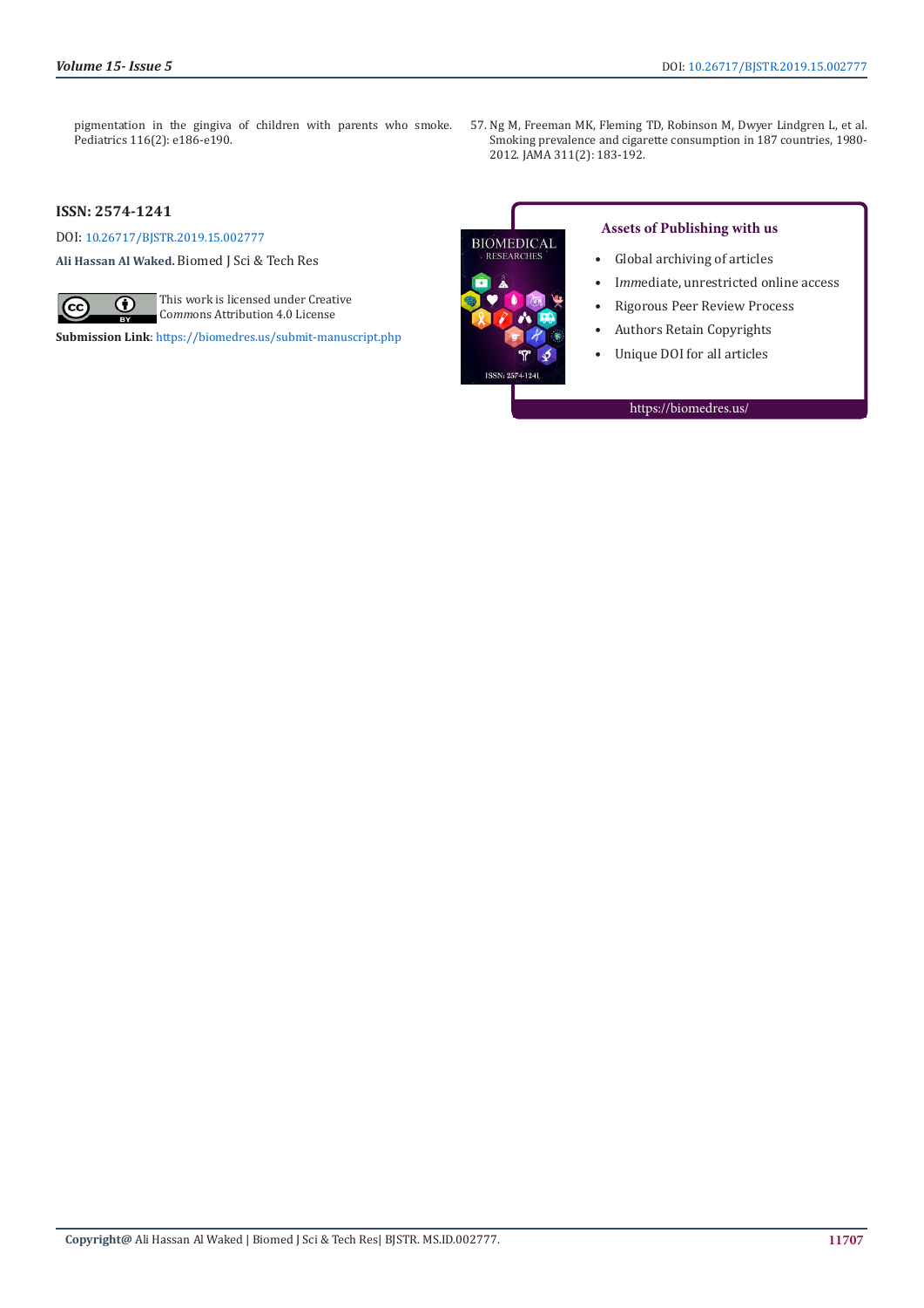pigmentation in the gingiva of children with parents who smoke. Pediatrics 116(2): e186-e190.

57. Ng M, Freeman MK, Fleming TD, Robinson M, Dwyer Lindgren L, et al. Smoking prevalence and cigarette consumption in 187 countries, 1980-2012. JAMA 311(2): 183-192.

**ISSN: 2574-1241**

DOI: 10.26717/BJSTR.2019.15.002777

**Ali Hassan Al Waked.** Biomed J Sci & Tech Res

This work is licensed under Creative Commons Attribution 4.0 License

**Submission Link**: https://biomedres.us/submit-manuscript.php

### Assets of Publishing with us

- Global archiving of articles
- Immediate, unrestricted online access
- Rigorous Peer Review Process
- Authors Retain Copyrights
- Unique DOI for all articles

https://biomedres.us/